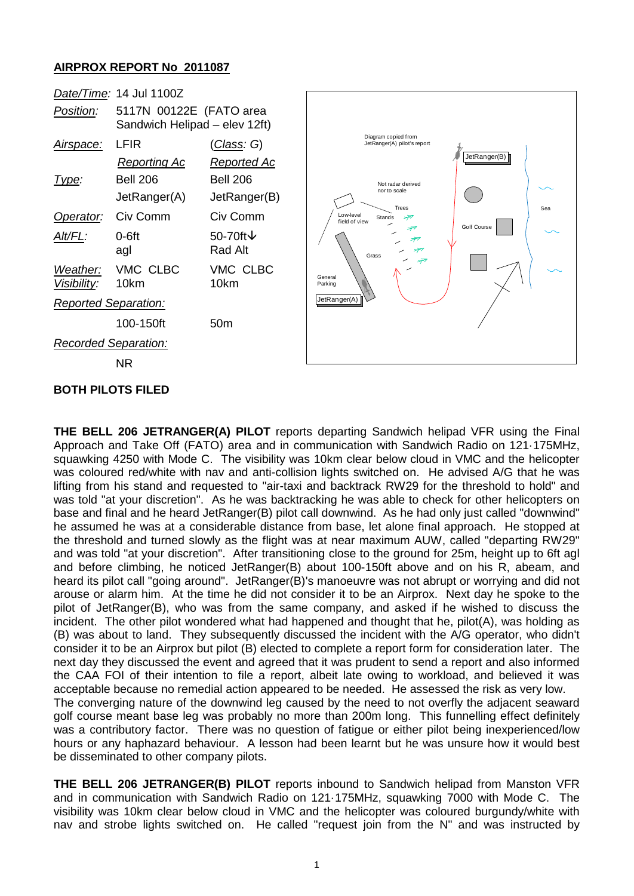## AIRPROX REPORT No 2011087

| | | |
|---|---|---|
| *Date/Time*: | 14 Jul 1100Z | |
| *Position*: | 5117N 00122E (FATO area Sandwich Helipad – elev 12ft) | |
| *Airspace*: | LFIR | (*Class*: G) |
| | *Reporting Ac* | *Reported Ac* |
| *Type*: | Bell 206 JetRanger(A) | Bell 206 JetRanger(B) |
| *Operator*: | Civ Comm | Civ Comm |
| *Alt/FL*: | 0-6ft agl | 50-70ft↓ Rad Alt |
| *Weather*: *Visibility*: | VMC CLBC 10km | VMC CLBC 10km |
| *Reported Separation*: | | |
| | 100-150ft | 50m |
| *Recorded Separation*: | | |
| | NR | |

**BOTH PILOTS FILED**

**THE BELL 206 JETRANGER(A) PILOT** reports departing Sandwich helipad VFR using the Final Approach and Take Off (FATO) area and in communication with Sandwich Radio on 121·175MHz, squawking 4250 with Mode C. The visibility was 10km clear below cloud in VMC and the helicopter was coloured red/white with nav and anti-collision lights switched on. He advised A/G that he was lifting from his stand and requested to "air-taxi and backtrack RW29 for the threshold to hold" and was told "at your discretion". As he was backtracking he was able to check for other helicopters on base and final and he heard JetRanger(B) pilot call downwind. As he had only just called "downwind" he assumed he was at a considerable distance from base, let alone final approach. He stopped at the threshold and turned slowly as the flight was at near maximum AUW, called "departing RW29" and was told "at your discretion". After transitioning close to the ground for 25m, height up to 6ft agl and before climbing, he noticed JetRanger(B) about 100-150ft above and on his R, abeam, and heard its pilot call "going around". JetRanger(B)'s manoeuvre was not abrupt or worrying and did not arouse or alarm him. At the time he did not consider it to be an Airprox. Next day he spoke to the pilot of JetRanger(B), who was from the same company, and asked if he wished to discuss the incident. The other pilot wondered what had happened and thought that he, pilot(A), was holding as (B) was about to land. They subsequently discussed the incident with the A/G operator, who didn't consider it to be an Airprox but pilot (B) elected to complete a report form for consideration later. The next day they discussed the event and agreed that it was prudent to send a report and also informed the CAA FOI of their intention to file a report, albeit late owing to workload, and believed it was acceptable because no remedial action appeared to be needed. He assessed the risk as very low.
The converging nature of the downwind leg caused by the need to not overfly the adjacent seaward golf course meant base leg was probably no more than 200m long. This funnelling effect definitely was a contributory factor. There was no question of fatigue or either pilot being inexperienced/low hours or any haphazard behaviour. A lesson had been learnt but he was unsure how it would best be disseminated to other company pilots.

**THE BELL 206 JETRANGER(B) PILOT** reports inbound to Sandwich helipad from Manston VFR and in communication with Sandwich Radio on 121·175MHz, squawking 7000 with Mode C. The visibility was 10km clear below cloud in VMC and the helicopter was coloured burgundy/white with nav and strobe lights switched on. He called "request join from the N" and was instructed by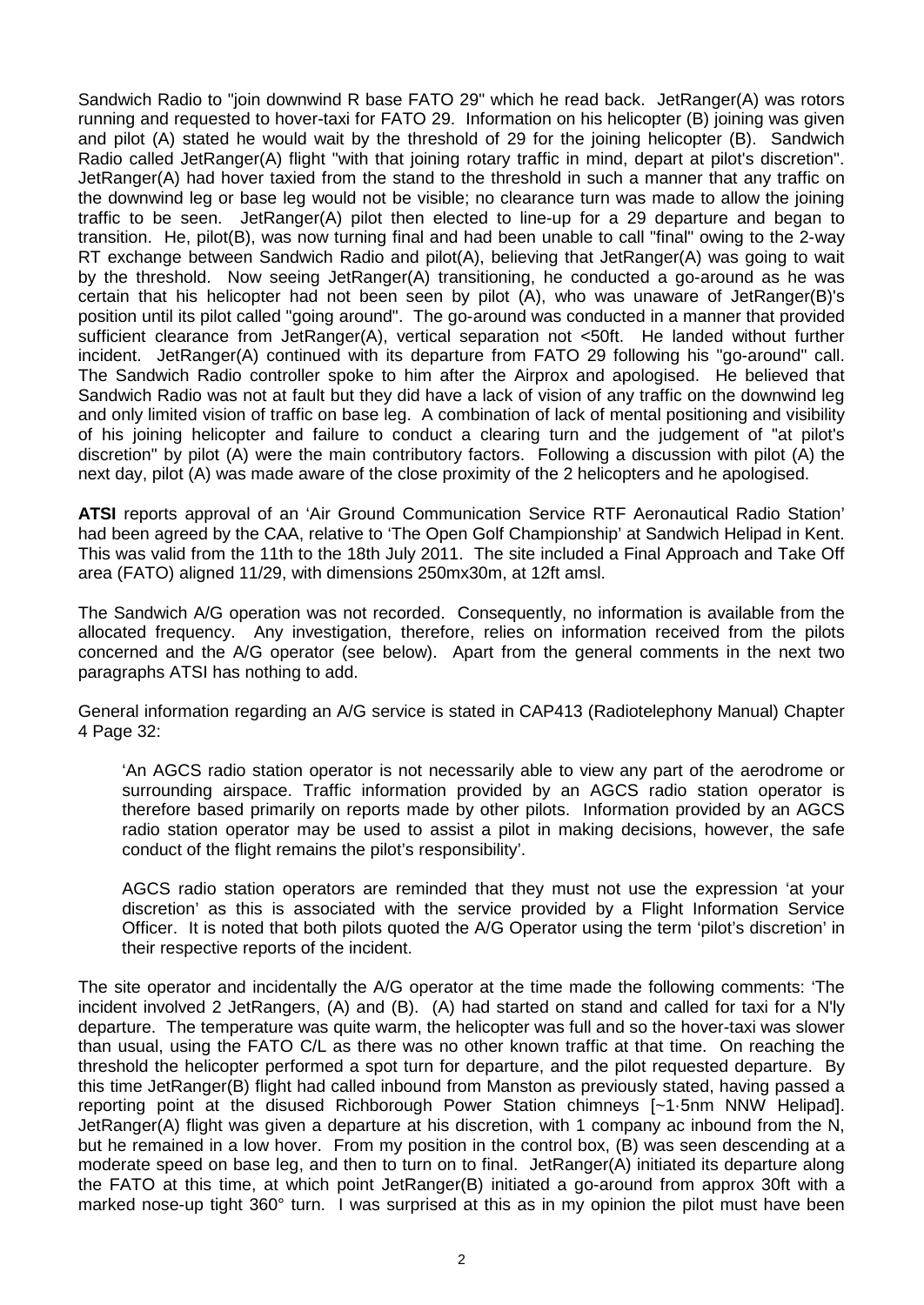Sandwich Radio to "join downwind R base FATO 29" which he read back. JetRanger(A) was rotors running and requested to hover-taxi for FATO 29. Information on his helicopter (B) joining was given and pilot (A) stated he would wait by the threshold of 29 for the joining helicopter (B). Sandwich Radio called JetRanger(A) flight "with that joining rotary traffic in mind, depart at pilot's discretion". JetRanger(A) had hover taxied from the stand to the threshold in such a manner that any traffic on the downwind leg or base leg would not be visible; no clearance turn was made to allow the joining traffic to be seen. JetRanger(A) pilot then elected to line-up for a 29 departure and began to transition. He, pilot(B), was now turning final and had been unable to call "final" owing to the 2-way RT exchange between Sandwich Radio and pilot(A), believing that JetRanger(A) was going to wait by the threshold. Now seeing JetRanger(A) transitioning, he conducted a go-around as he was certain that his helicopter had not been seen by pilot (A), who was unaware of JetRanger(B)'s position until its pilot called "going around". The go-around was conducted in a manner that provided sufficient clearance from JetRanger(A), vertical separation not <50ft. He landed without further incident. JetRanger(A) continued with its departure from FATO 29 following his "go-around" call. The Sandwich Radio controller spoke to him after the Airprox and apologised. He believed that Sandwich Radio was not at fault but they did have a lack of vision of any traffic on the downwind leg and only limited vision of traffic on base leg. A combination of lack of mental positioning and visibility of his joining helicopter and failure to conduct a clearing turn and the judgement of "at pilot's discretion" by pilot (A) were the main contributory factors. Following a discussion with pilot (A) the next day, pilot (A) was made aware of the close proximity of the 2 helicopters and he apologised.

**ATSI** reports approval of an 'Air Ground Communication Service RTF Aeronautical Radio Station' had been agreed by the CAA, relative to 'The Open Golf Championship' at Sandwich Helipad in Kent. This was valid from the 11th to the 18th July 2011. The site included a Final Approach and Take Off area (FATO) aligned 11/29, with dimensions 250mx30m, at 12ft amsl.

The Sandwich A/G operation was not recorded. Consequently, no information is available from the allocated frequency. Any investigation, therefore, relies on information received from the pilots concerned and the A/G operator (see below). Apart from the general comments in the next two paragraphs ATSI has nothing to add.

General information regarding an A/G service is stated in CAP413 (Radiotelephony Manual) Chapter 4 Page 32:

> 'An AGCS radio station operator is not necessarily able to view any part of the aerodrome or surrounding airspace. Traffic information provided by an AGCS radio station operator is therefore based primarily on reports made by other pilots. Information provided by an AGCS radio station operator may be used to assist a pilot in making decisions, however, the safe conduct of the flight remains the pilot's responsibility'.
>
> AGCS radio station operators are reminded that they must not use the expression 'at your discretion' as this is associated with the service provided by a Flight Information Service Officer. It is noted that both pilots quoted the A/G Operator using the term 'pilot's discretion' in their respective reports of the incident.

The site operator and incidentally the A/G operator at the time made the following comments: 'The incident involved 2 JetRangers, (A) and (B). (A) had started on stand and called for taxi for a N'ly departure. The temperature was quite warm, the helicopter was full and so the hover-taxi was slower than usual, using the FATO C/L as there was no other known traffic at that time. On reaching the threshold the helicopter performed a spot turn for departure, and the pilot requested departure. By this time JetRanger(B) flight had called inbound from Manston as previously stated, having passed a reporting point at the disused Richborough Power Station chimneys [~1·5nm NNW Helipad]. JetRanger(A) flight was given a departure at his discretion, with 1 company ac inbound from the N, but he remained in a low hover. From my position in the control box, (B) was seen descending at a moderate speed on base leg, and then to turn on to final. JetRanger(A) initiated its departure along the FATO at this time, at which point JetRanger(B) initiated a go-around from approx 30ft with a marked nose-up tight 360° turn. I was surprised at this as in my opinion the pilot must have been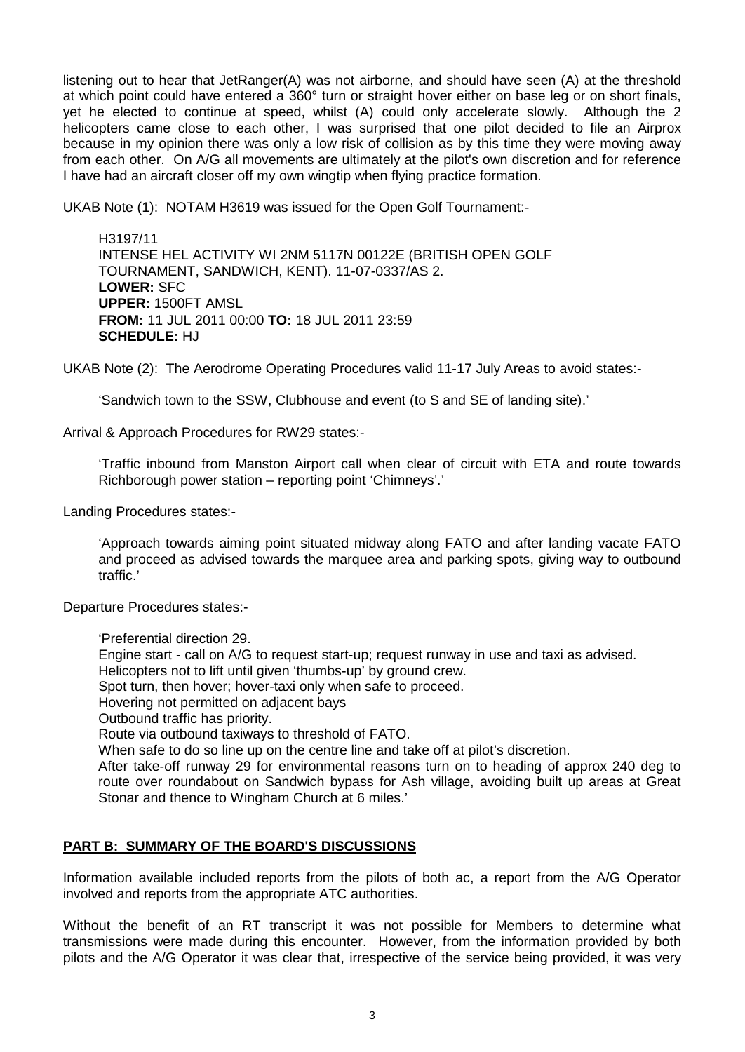listening out to hear that JetRanger(A) was not airborne, and should have seen (A) at the threshold at which point could have entered a 360° turn or straight hover either on base leg or on short finals, yet he elected to continue at speed, whilst (A) could only accelerate slowly. Although the 2 helicopters came close to each other, I was surprised that one pilot decided to file an Airprox because in my opinion there was only a low risk of collision as by this time they were moving away from each other. On A/G all movements are ultimately at the pilot's own discretion and for reference I have had an aircraft closer off my own wingtip when flying practice formation.

UKAB Note (1): NOTAM H3619 was issued for the Open Golf Tournament:-

> H3197/11
> INTENSE HEL ACTIVITY WI 2NM 5117N 00122E (BRITISH OPEN GOLF TOURNAMENT, SANDWICH, KENT). 11-07-0337/AS 2.
> **LOWER:** SFC
> **UPPER:** 1500FT AMSL
> **FROM:** 11 JUL 2011 00:00 **TO:** 18 JUL 2011 23:59
> **SCHEDULE:** HJ

UKAB Note (2): The Aerodrome Operating Procedures valid 11-17 July Areas to avoid states:-

> 'Sandwich town to the SSW, Clubhouse and event (to S and SE of landing site).'

Arrival & Approach Procedures for RW29 states:-

> 'Traffic inbound from Manston Airport call when clear of circuit with ETA and route towards Richborough power station – reporting point 'Chimneys'.'

Landing Procedures states:-

> 'Approach towards aiming point situated midway along FATO and after landing vacate FATO and proceed as advised towards the marquee area and parking spots, giving way to outbound traffic.'

Departure Procedures states:-

> 'Preferential direction 29.
> Engine start - call on A/G to request start-up; request runway in use and taxi as advised.
> Helicopters not to lift until given 'thumbs-up' by ground crew.
> Spot turn, then hover; hover-taxi only when safe to proceed.
> Hovering not permitted on adjacent bays
> Outbound traffic has priority.
> Route via outbound taxiways to threshold of FATO.
> When safe to do so line up on the centre line and take off at pilot's discretion.
> After take-off runway 29 for environmental reasons turn on to heading of approx 240 deg to route over roundabout on Sandwich bypass for Ash village, avoiding built up areas at Great Stonar and thence to Wingham Church at 6 miles.'

## PART B: SUMMARY OF THE BOARD'S DISCUSSIONS

Information available included reports from the pilots of both ac, a report from the A/G Operator involved and reports from the appropriate ATC authorities.

Without the benefit of an RT transcript it was not possible for Members to determine what transmissions were made during this encounter. However, from the information provided by both pilots and the A/G Operator it was clear that, irrespective of the service being provided, it was very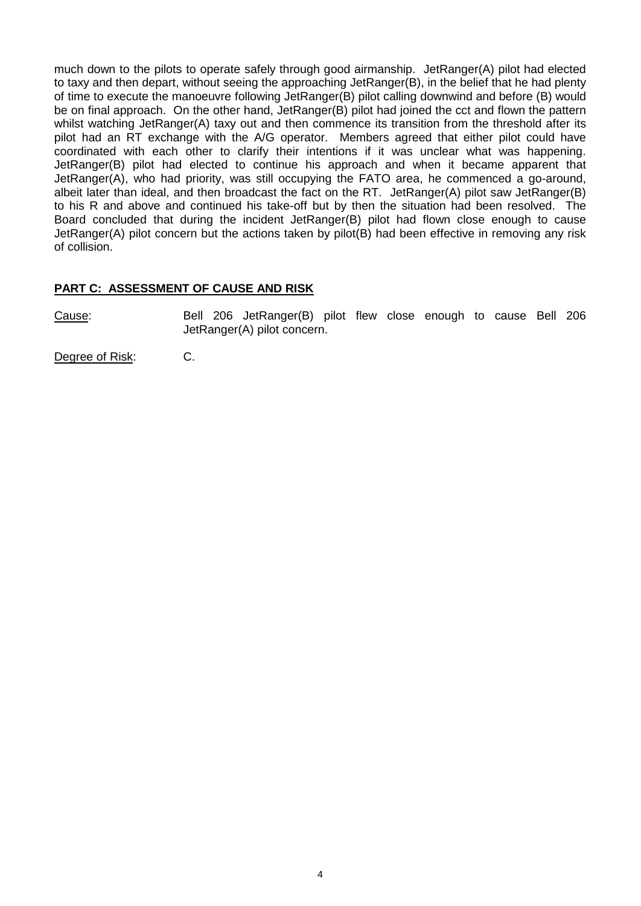much down to the pilots to operate safely through good airmanship. JetRanger(A) pilot had elected to taxy and then depart, without seeing the approaching JetRanger(B), in the belief that he had plenty of time to execute the manoeuvre following JetRanger(B) pilot calling downwind and before (B) would be on final approach. On the other hand, JetRanger(B) pilot had joined the cct and flown the pattern whilst watching JetRanger(A) taxy out and then commence its transition from the threshold after its pilot had an RT exchange with the A/G operator. Members agreed that either pilot could have coordinated with each other to clarify their intentions if it was unclear what was happening. JetRanger(B) pilot had elected to continue his approach and when it became apparent that JetRanger(A), who had priority, was still occupying the FATO area, he commenced a go-around, albeit later than ideal, and then broadcast the fact on the RT. JetRanger(A) pilot saw JetRanger(B) to his R and above and continued his take-off but by then the situation had been resolved. The Board concluded that during the incident JetRanger(B) pilot had flown close enough to cause JetRanger(A) pilot concern but the actions taken by pilot(B) had been effective in removing any risk of collision.

## PART C: ASSESSMENT OF CAUSE AND RISK

Cause: Bell 206 JetRanger(B) pilot flew close enough to cause Bell 206 JetRanger(A) pilot concern.

Degree of Risk: C.